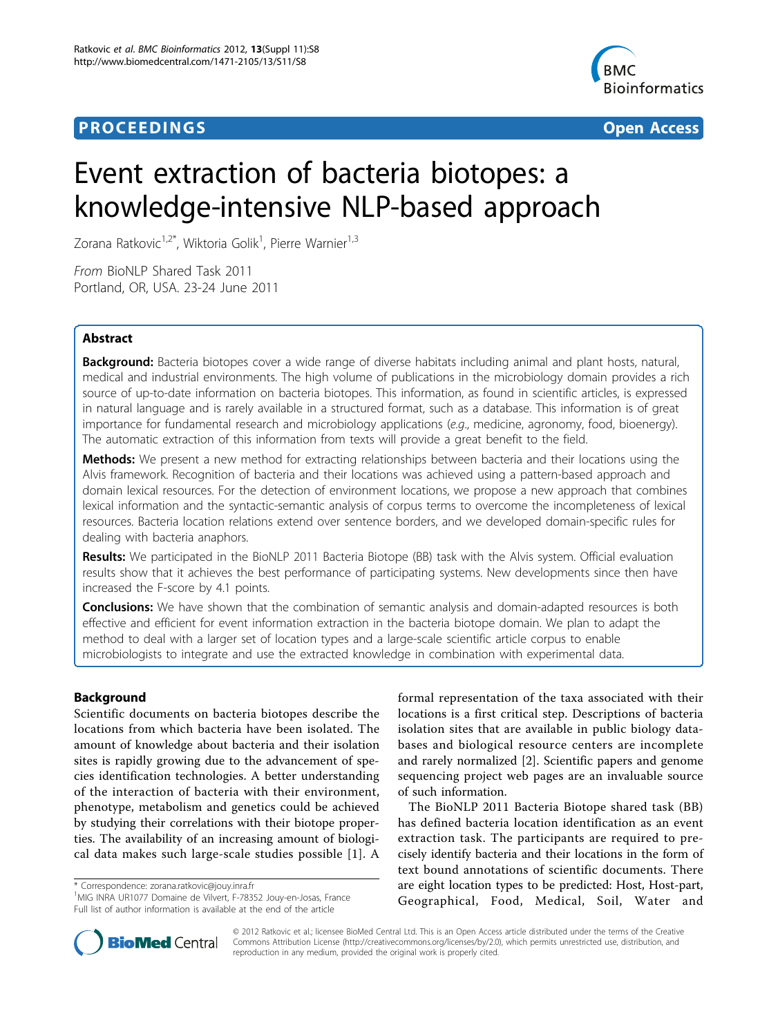**PROCEEDINGS** **Open Access**

# Event extraction of bacteria biotopes: a knowledge-intensive NLP-based approach

Zorana Ratkovic[1,2*], Wiktoria Golik[1], Pierre Warnier[1,3]

*From* BioNLP Shared Task 2011
Portland, OR, USA. 23-24 June 2011

## Abstract

**Background:** Bacteria biotopes cover a wide range of diverse habitats including animal and plant hosts, natural, medical and industrial environments. The high volume of publications in the microbiology domain provides a rich source of up-to-date information on bacteria biotopes. This information, as found in scientific articles, is expressed in natural language and is rarely available in a structured format, such as a database. This information is of great importance for fundamental research and microbiology applications (*e.g.*, medicine, agronomy, food, bioenergy). The automatic extraction of this information from texts will provide a great benefit to the field.

**Methods:** We present a new method for extracting relationships between bacteria and their locations using the Alvis framework. Recognition of bacteria and their locations was achieved using a pattern-based approach and domain lexical resources. For the detection of environment locations, we propose a new approach that combines lexical information and the syntactic-semantic analysis of corpus terms to overcome the incompleteness of lexical resources. Bacteria location relations extend over sentence borders, and we developed domain-specific rules for dealing with bacteria anaphors.

**Results:** We participated in the BioNLP 2011 Bacteria Biotope (BB) task with the Alvis system. Official evaluation results show that it achieves the best performance of participating systems. New developments since then have increased the F-score by 4.1 points.

**Conclusions:** We have shown that the combination of semantic analysis and domain-adapted resources is both effective and efficient for event information extraction in the bacteria biotope domain. We plan to adapt the method to deal with a larger set of location types and a large-scale scientific article corpus to enable microbiologists to integrate and use the extracted knowledge in combination with experimental data.

## Background

Scientific documents on bacteria biotopes describe the locations from which bacteria have been isolated. The amount of knowledge about bacteria and their isolation sites is rapidly growing due to the advancement of species identification technologies. A better understanding of the interaction of bacteria with their environment, phenotype, metabolism and genetics could be achieved by studying their correlations with their biotope properties. The availability of an increasing amount of biological data makes such large-scale studies possible [1]. A formal representation of the taxa associated with their locations is a first critical step. Descriptions of bacteria isolation sites that are available in public biology databases and biological resource centers are incomplete and rarely normalized [2]. Scientific papers and genome sequencing project web pages are an invaluable source of such information.

The BioNLP 2011 Bacteria Biotope shared task (BB) has defined bacteria location identification as an event extraction task. The participants are required to precisely identify bacteria and their locations in the form of text bound annotations of scientific documents. There are eight location types to be predicted: Host, Host-part, Geographical, Food, Medical, Soil, Water and

\* Correspondence: zorana.ratkovic@jouy.inra.fr
[1]MIG INRA UR1077 Domaine de Vilvert, F-78352 Jouy-en-Josas, France
Full list of author information is available at the end of the article

© 2012 Ratkovic et al.; licensee BioMed Central Ltd. This is an Open Access article distributed under the terms of the Creative Commons Attribution License (http://creativecommons.org/licenses/by/2.0), which permits unrestricted use, distribution, and reproduction in any medium, provided the original work is properly cited.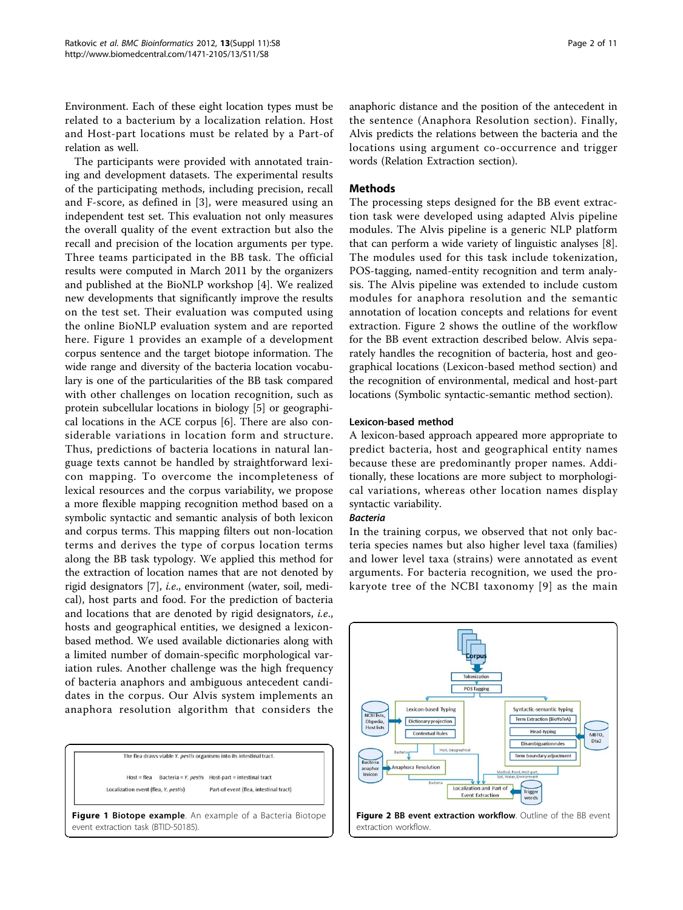Environment. Each of these eight location types must be related to a bacterium by a localization relation. Host and Host-part locations must be related by a Part-of relation as well.

The participants were provided with annotated training and development datasets. The experimental results of the participating methods, including precision, recall and F-score, as defined in [3], were measured using an independent test set. This evaluation not only measures the overall quality of the event extraction but also the recall and precision of the location arguments per type. Three teams participated in the BB task. The official results were computed in March 2011 by the organizers and published at the BioNLP workshop [4]. We realized new developments that significantly improve the results on the test set. Their evaluation was computed using the online BioNLP evaluation system and are reported here. Figure 1 provides an example of a development corpus sentence and the target biotope information. The wide range and diversity of the bacteria location vocabulary is one of the particularities of the BB task compared with other challenges on location recognition, such as protein subcellular locations in biology [5] or geographical locations in the ACE corpus [6]. There are also considerable variations in location form and structure. Thus, predictions of bacteria locations in natural language texts cannot be handled by straightforward lexicon mapping. To overcome the incompleteness of lexical resources and the corpus variability, we propose a more flexible mapping recognition method based on a symbolic syntactic and semantic analysis of both lexicon and corpus terms. This mapping filters out non-location terms and derives the type of corpus location terms along the BB task typology. We applied this method for the extraction of location names that are not denoted by rigid designators [7], *i.e.*, environment (water, soil, medical), host parts and food. For the prediction of bacteria and locations that are denoted by rigid designators, *i.e.*, hosts and geographical entities, we designed a lexicon-based method. We used available dictionaries along with a limited number of domain-specific morphological variation rules. Another challenge was the high frequency of bacteria anaphors and ambiguous antecedent candidates in the corpus. Our Alvis system implements an anaphora resolution algorithm that considers the anaphoric distance and the position of the antecedent in the sentence (Anaphora Resolution section). Finally, Alvis predicts the relations between the bacteria and the locations using argument co-occurrence and trigger words (Relation Extraction section).

The flea draws viable *Y. pestis* organisms into its intestinal tract.

Host = flea    Bacteria = *Y. pestis*    Host-part = intestinal tract

Localization event (flea, *Y. pestis*)    Part-of event (flea, intestinal tract)

**Figure 1 Biotope example**. An example of a Bacteria Biotope event extraction task (BTID-50185).

## Methods

The processing steps designed for the BB event extraction task were developed using adapted Alvis pipeline modules. The Alvis pipeline is a generic NLP platform that can perform a wide variety of linguistic analyses [8]. The modules used for this task include tokenization, POS-tagging, named-entity recognition and term analysis. The Alvis pipeline was extended to include custom modules for anaphora resolution and the semantic annotation of location concepts and relations for event extraction. Figure 2 shows the outline of the workflow for the BB event extraction described below. Alvis separately handles the recognition of bacteria, host and geographical locations (Lexicon-based method section) and the recognition of environmental, medical and host-part locations (Symbolic syntactic-semantic method section).

### Lexicon-based method

A lexicon-based approach appeared more appropriate to predict bacteria, host and geographical entity names because these are predominantly proper names. Additionally, these locations are more subject to morphological variations, whereas other location names display syntactic variability.

#### *Bacteria*

In the training corpus, we observed that not only bacteria species names but also higher level taxa (families) and lower level taxa (strains) were annotated as event arguments. For bacteria recognition, we used the prokaryote tree of the NCBI taxonomy [9] as the main

**Figure 2 BB event extraction workflow**. Outline of the BB event extraction workflow.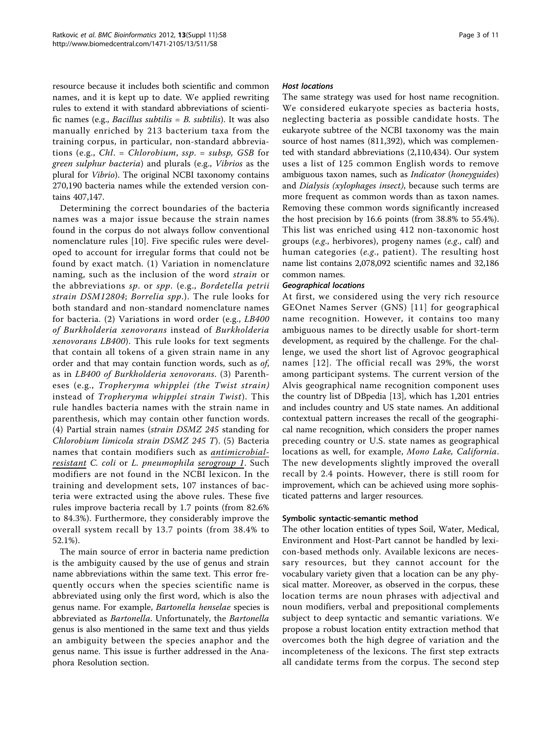resource because it includes both scientific and common names, and it is kept up to date. We applied rewriting rules to extend it with standard abbreviations of scientific names (e.g., *Bacillus subtilis* = *B. subtilis*). It was also manually enriched by 213 bacterium taxa from the training corpus, in particular, non-standard abbreviations (e.g., *Chl.* = *Chlorobium*, *ssp.* = *subsp*, *GSB* for *green sulphur bacteria*) and plurals (e.g., *Vibrios* as the plural for *Vibrio*). The original NCBI taxonomy contains 270,190 bacteria names while the extended version contains 407,147.

Determining the correct boundaries of the bacteria names was a major issue because the strain names found in the corpus do not always follow conventional nomenclature rules [10]. Five specific rules were developed to account for irregular forms that could not be found by exact match. (1) Variation in nomenclature naming, such as the inclusion of the word *strain* or the abbreviations *sp.* or *spp.* (e.g., *Bordetella petrii strain DSM12804*; *Borrelia spp.*). The rule looks for both standard and non-standard nomenclature names for bacteria. (2) Variations in word order (e.g., *LB400 of Burkholderia xenovorans* instead of *Burkholderia xenovorans LB400*). This rule looks for text segments that contain all tokens of a given strain name in any order and that may contain function words, such as *of*, as in *LB400 of Burkholderia xenovorans*. (3) Parentheses (e.g., *Tropheryma whipplei (the Twist strain)* instead of *Tropheryma whipplei strain Twist*). This rule handles bacteria names with the strain name in parenthesis, which may contain other function words. (4) Partial strain names (*strain DSMZ 245* standing for *Chlorobium limicola strain DSMZ 245 T*). (5) Bacteria names that contain modifiers such as *antimicrobial-resistant C. coli* or *L. pneumophila serogroup 1*. Such modifiers are not found in the NCBI lexicon. In the training and development sets, 107 instances of bacteria were extracted using the above rules. These five rules improve bacteria recall by 1.7 points (from 82.6% to 84.3%). Furthermore, they considerably improve the overall system recall by 13.7 points (from 38.4% to 52.1%).

The main source of error in bacteria name prediction is the ambiguity caused by the use of genus and strain name abbreviations within the same text. This error frequently occurs when the species scientific name is abbreviated using only the first word, which is also the genus name. For example, *Bartonella henselae* species is abbreviated as *Bartonella*. Unfortunately, the *Bartonella* genus is also mentioned in the same text and thus yields an ambiguity between the species anaphor and the genus name. This issue is further addressed in the Anaphora Resolution section.

#### *Host locations*

The same strategy was used for host name recognition. We considered eukaryote species as bacteria hosts, neglecting bacteria as possible candidate hosts. The eukaryote subtree of the NCBI taxonomy was the main source of host names (811,392), which was complemented with standard abbreviations (2,110,434). Our system uses a list of 125 common English words to remove ambiguous taxon names, such as *Indicator* (*honeyguides*) and *Dialysis (xylophages insect)*, because such terms are more frequent as common words than as taxon names. Removing these common words significantly increased the host precision by 16.6 points (from 38.8% to 55.4%). This list was enriched using 412 non-taxonomic host groups (*e.g.*, herbivores), progeny names (*e.g.*, calf) and human categories (*e.g.*, patient). The resulting host name list contains 2,078,092 scientific names and 32,186 common names.

#### *Geographical locations*

At first, we considered using the very rich resource GEOnet Names Server (GNS) [11] for geographical name recognition. However, it contains too many ambiguous names to be directly usable for short-term development, as required by the challenge. For the challenge, we used the short list of Agrovoc geographical names [12]. The official recall was 29%, the worst among participant systems. The current version of the Alvis geographical name recognition component uses the country list of DBpedia [13], which has 1,201 entries and includes country and US state names. An additional contextual pattern increases the recall of the geographical name recognition, which considers the proper names preceding country or U.S. state names as geographical locations as well, for example, *Mono Lake, California*. The new developments slightly improved the overall recall by 2.4 points. However, there is still room for improvement, which can be achieved using more sophisticated patterns and larger resources.

### Symbolic syntactic-semantic method

The other location entities of types Soil, Water, Medical, Environment and Host-Part cannot be handled by lexicon-based methods only. Available lexicons are necessary resources, but they cannot account for the vocabulary variety given that a location can be any physical matter. Moreover, as observed in the corpus, these location terms are noun phrases with adjectival and noun modifiers, verbal and prepositional complements subject to deep syntactic and semantic variations. We propose a robust location entity extraction method that overcomes both the high degree of variation and the incompleteness of the lexicons. The first step extracts all candidate terms from the corpus. The second step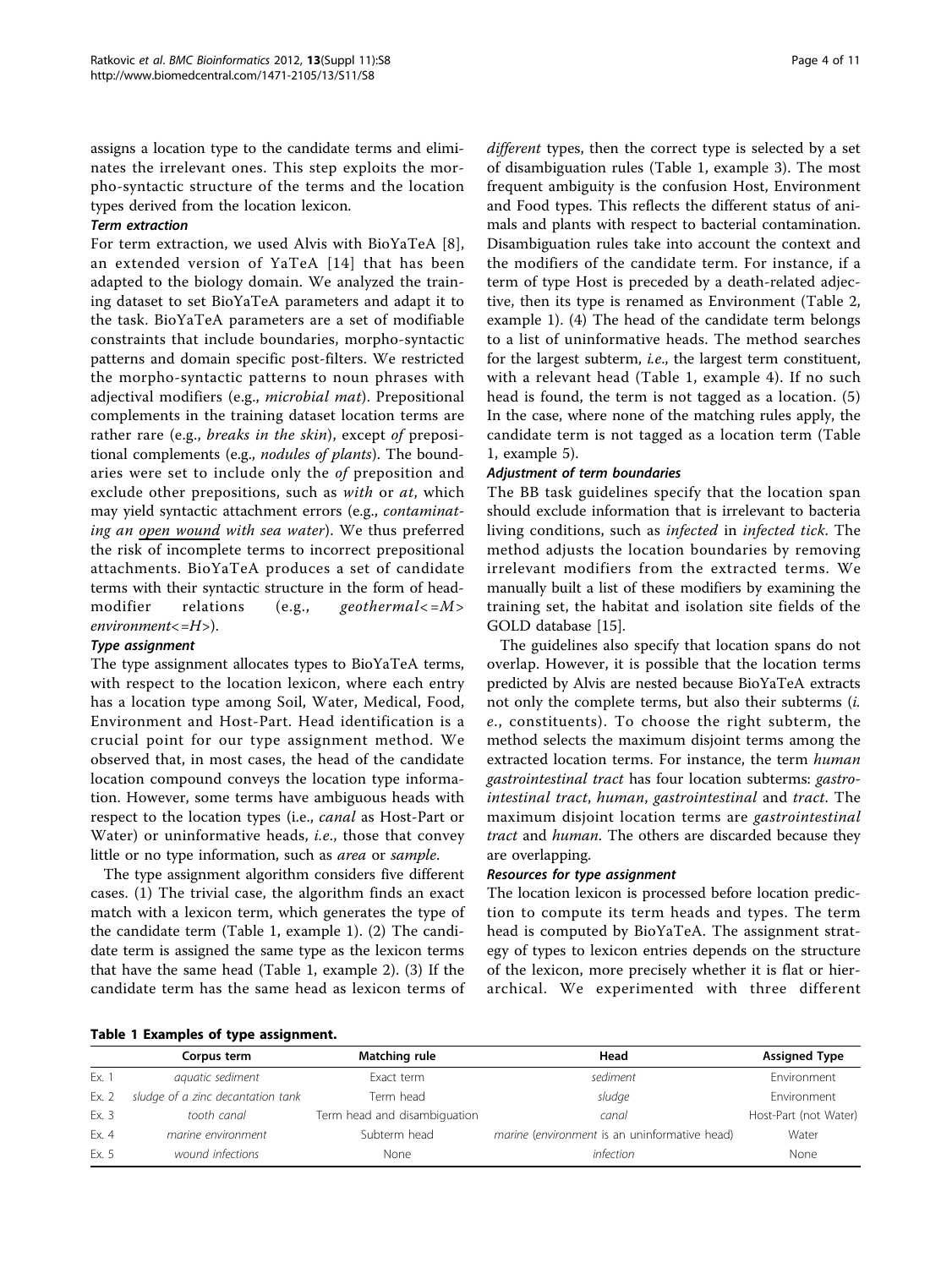assigns a location type to the candidate terms and eliminates the irrelevant ones. This step exploits the morpho-syntactic structure of the terms and the location types derived from the location lexicon.

#### Term extraction

For term extraction, we used Alvis with BioYaTeA [8], an extended version of YaTeA [14] that has been adapted to the biology domain. We analyzed the training dataset to set BioYaTeA parameters and adapt it to the task. BioYaTeA parameters are a set of modifiable constraints that include boundaries, morpho-syntactic patterns and domain specific post-filters. We restricted the morpho-syntactic patterns to noun phrases with adjectival modifiers (e.g., *microbial mat*). Prepositional complements in the training dataset location terms are rather rare (e.g., *breaks in the skin*), except *of* prepositional complements (e.g., *nodules of plants*). The boundaries were set to include only the *of* preposition and exclude other prepositions, such as *with* or *at*, which may yield syntactic attachment errors (e.g., *contaminating an <u>open wound</u> with sea water*). We thus preferred the risk of incomplete terms to incorrect prepositional attachments. BioYaTeA produces a set of candidate terms with their syntactic structure in the form of head-modifier relations (e.g., *geothermal<=M> environment<=H>*).

#### Type assignment

The type assignment allocates types to BioYaTeA terms, with respect to the location lexicon, where each entry has a location type among Soil, Water, Medical, Food, Environment and Host-Part. Head identification is a crucial point for our type assignment method. We observed that, in most cases, the head of the candidate location compound conveys the location type information. However, some terms have ambiguous heads with respect to the location types (i.e., *canal* as Host-Part or Water) or uninformative heads, *i.e.*, those that convey little or no type information, such as *area* or *sample*.

The type assignment algorithm considers five different cases. (1) The trivial case, the algorithm finds an exact match with a lexicon term, which generates the type of the candidate term (Table 1, example 1). (2) The candidate term is assigned the same type as the lexicon terms that have the same head (Table 1, example 2). (3) If the candidate term has the same head as lexicon terms of *different* types, then the correct type is selected by a set of disambiguation rules (Table 1, example 3). The most frequent ambiguity is the confusion Host, Environment and Food types. This reflects the different status of animals and plants with respect to bacterial contamination. Disambiguation rules take into account the context and the modifiers of the candidate term. For instance, if a term of type Host is preceded by a death-related adjective, then its type is renamed as Environment (Table 2, example 1). (4) The head of the candidate term belongs to a list of uninformative heads. The method searches for the largest subterm, *i.e.*, the largest term constituent, with a relevant head (Table 1, example 4). If no such head is found, the term is not tagged as a location. (5) In the case, where none of the matching rules apply, the candidate term is not tagged as a location term (Table 1, example 5).

#### Adjustment of term boundaries

The BB task guidelines specify that the location span should exclude information that is irrelevant to bacteria living conditions, such as *infected* in *infected tick*. The method adjusts the location boundaries by removing irrelevant modifiers from the extracted terms. We manually built a list of these modifiers by examining the training set, the habitat and isolation site fields of the GOLD database [15].

The guidelines also specify that location spans do not overlap. However, it is possible that the location terms predicted by Alvis are nested because BioYaTeA extracts not only the complete terms, but also their subterms (*i.e.*, constituents). To choose the right subterm, the method selects the maximum disjoint terms among the extracted location terms. For instance, the term *human gastrointestinal tract* has four location subterms: *gastrointestinal tract*, *human*, *gastrointestinal* and *tract*. The maximum disjoint location terms are *gastrointestinal tract* and *human*. The others are discarded because they are overlapping.

#### Resources for type assignment

The location lexicon is processed before location prediction to compute its term heads and types. The term head is computed by BioYaTeA. The assignment strategy of types to lexicon entries depends on the structure of the lexicon, more precisely whether it is flat or hierarchical. We experimented with three different

**Table 1 Examples of type assignment.**

| | Corpus term | Matching rule | Head | Assigned Type |
|---|---|---|---|---|
| Ex. 1 | *aquatic sediment* | Exact term | *sediment* | Environment |
| Ex. 2 | *sludge of a zinc decantation tank* | Term head | *sludge* | Environment |
| Ex. 3 | *tooth canal* | Term head and disambiguation | *canal* | Host-Part (not Water) |
| Ex. 4 | *marine environment* | Subterm head | *marine* (*environment* is an uninformative head) | Water |
| Ex. 5 | *wound infections* | None | *infection* | None |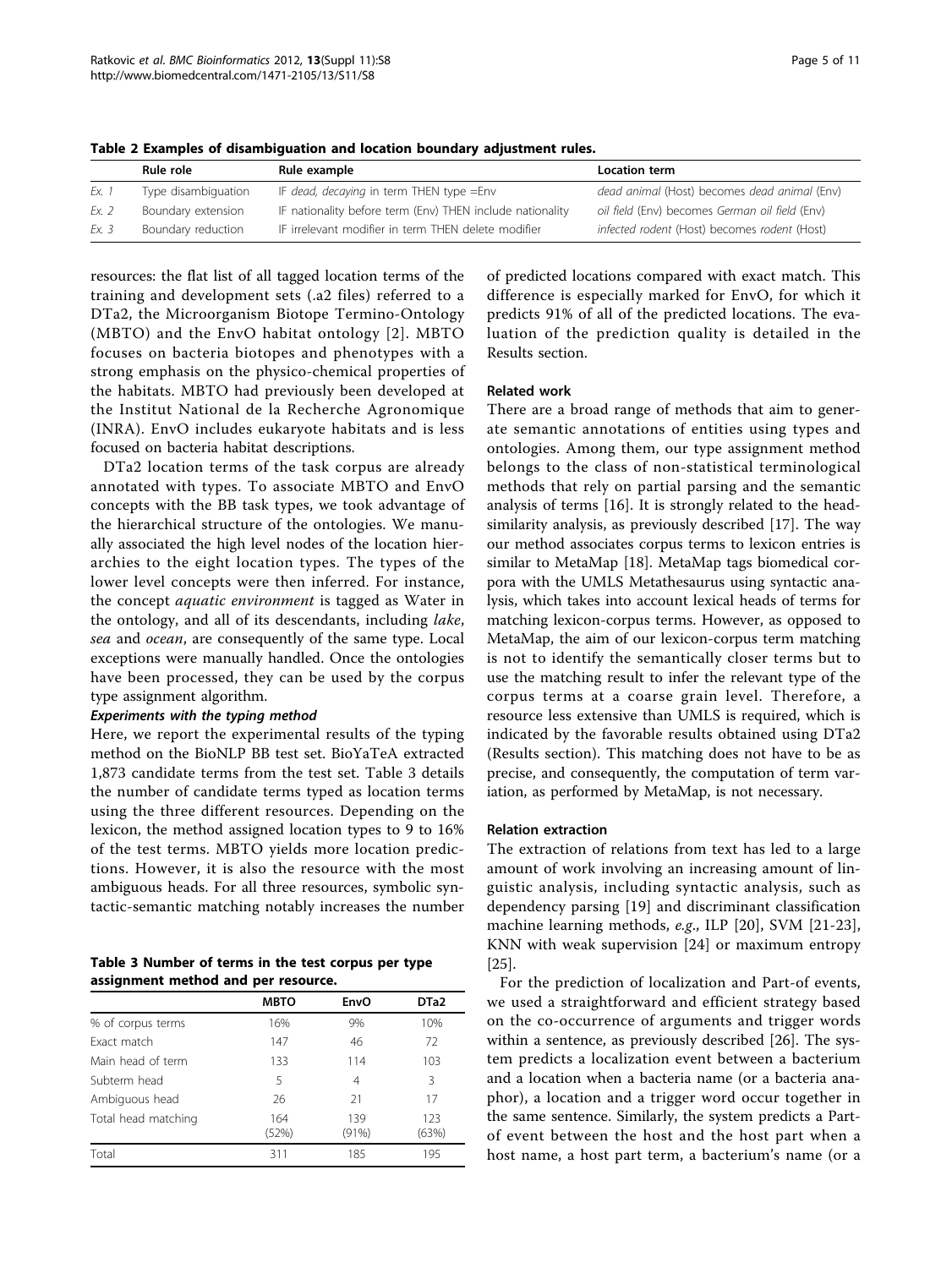**Table 2 Examples of disambiguation and location boundary adjustment rules.**

| | Rule role | Rule example | Location term |
|---|---|---|---|
| *Ex. 1* | Type disambiguation | IF *dead, decaying* in term THEN type =Env | *dead animal* (Host) becomes *dead animal* (Env) |
| *Ex. 2* | Boundary extension | IF nationality before term (Env) THEN include nationality | *oil field* (Env) becomes *German oil field* (Env) |
| *Ex. 3* | Boundary reduction | IF irrelevant modifier in term THEN delete modifier | *infected rodent* (Host) becomes *rodent* (Host) |

resources: the flat list of all tagged location terms of the training and development sets (.a2 files) referred to a DTa2, the Microorganism Biotope Termino-Ontology (MBTO) and the EnvO habitat ontology [2]. MBTO focuses on bacteria biotopes and phenotypes with a strong emphasis on the physico-chemical properties of the habitats. MBTO had previously been developed at the Institut National de la Recherche Agronomique (INRA). EnvO includes eukaryote habitats and is less focused on bacteria habitat descriptions.

DTa2 location terms of the task corpus are already annotated with types. To associate MBTO and EnvO concepts with the BB task types, we took advantage of the hierarchical structure of the ontologies. We manually associated the high level nodes of the location hierarchies to the eight location types. The types of the lower level concepts were then inferred. For instance, the concept *aquatic environment* is tagged as Water in the ontology, and all of its descendants, including *lake*, *sea* and *ocean*, are consequently of the same type. Local exceptions were manually handled. Once the ontologies have been processed, they can be used by the corpus type assignment algorithm.

#### *Experiments with the typing method*

Here, we report the experimental results of the typing method on the BioNLP BB test set. BioYaTeA extracted 1,873 candidate terms from the test set. Table 3 details the number of candidate terms typed as location terms using the three different resources. Depending on the lexicon, the method assigned location types to 9 to 16% of the test terms. MBTO yields more location predictions. However, it is also the resource with the most ambiguous heads. For all three resources, symbolic syntactic-semantic matching notably increases the number of predicted locations compared with exact match. This difference is especially marked for EnvO, for which it predicts 91% of all of the predicted locations. The evaluation of the prediction quality is detailed in the Results section.

**Table 3 Number of terms in the test corpus per type assignment method and per resource.**

| | MBTO | EnvO | DTa2 |
|---|---|---|---|
| % of corpus terms | 16% | 9% | 10% |
| Exact match | 147 | 46 | 72 |
| Main head of term | 133 | 114 | 103 |
| Subterm head | 5 | 4 | 3 |
| Ambiguous head | 26 | 21 | 17 |
| Total head matching | 164 (52%) | 139 (91%) | 123 (63%) |
| Total | 311 | 185 | 195 |

### Related work

There are a broad range of methods that aim to generate semantic annotations of entities using types and ontologies. Among them, our type assignment method belongs to the class of non-statistical terminological methods that rely on partial parsing and the semantic analysis of terms [16]. It is strongly related to the head-similarity analysis, as previously described [17]. The way our method associates corpus terms to lexicon entries is similar to MetaMap [18]. MetaMap tags biomedical corpora with the UMLS Metathesaurus using syntactic analysis, which takes into account lexical heads of terms for matching lexicon-corpus terms. However, as opposed to MetaMap, the aim of our lexicon-corpus term matching is not to identify the semantically closer terms but to use the matching result to infer the relevant type of the corpus terms at a coarse grain level. Therefore, a resource less extensive than UMLS is required, which is indicated by the favorable results obtained using DTa2 (Results section). This matching does not have to be as precise, and consequently, the computation of term variation, as performed by MetaMap, is not necessary.

### Relation extraction

The extraction of relations from text has led to a large amount of work involving an increasing amount of linguistic analysis, including syntactic analysis, such as dependency parsing [19] and discriminant classification machine learning methods, *e.g.*, ILP [20], SVM [21-23], KNN with weak supervision [24] or maximum entropy [25].

For the prediction of localization and Part-of events, we used a straightforward and efficient strategy based on the co-occurrence of arguments and trigger words within a sentence, as previously described [26]. The system predicts a localization event between a bacterium and a location when a bacteria name (or a bacteria anaphor), a location and a trigger word occur together in the same sentence. Similarly, the system predicts a Part-of event between the host and the host part when a host name, a host part term, a bacterium's name (or a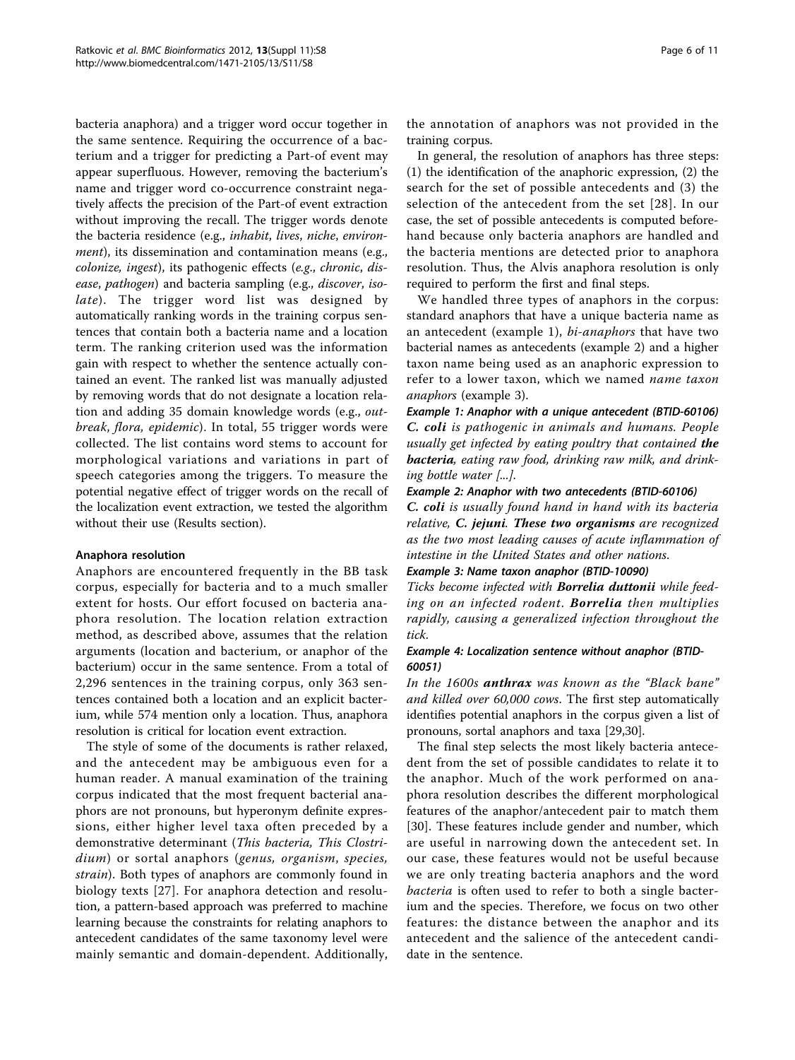bacteria anaphora) and a trigger word occur together in the same sentence. Requiring the occurrence of a bacterium and a trigger for predicting a Part-of event may appear superfluous. However, removing the bacterium's name and trigger word co-occurrence constraint negatively affects the precision of the Part-of event extraction without improving the recall. The trigger words denote the bacteria residence (e.g., *inhabit*, *lives*, *niche*, *environment*), its dissemination and contamination means (e.g., *colonize*, *ingest*), its pathogenic effects (*e.g.*, *chronic*, *disease*, *pathogen*) and bacteria sampling (e.g., *discover*, *isolate*). The trigger word list was designed by automatically ranking words in the training corpus sentences that contain both a bacteria name and a location term. The ranking criterion used was the information gain with respect to whether the sentence actually contained an event. The ranked list was manually adjusted by removing words that do not designate a location relation and adding 35 domain knowledge words (e.g., *outbreak*, *flora*, *epidemic*). In total, 55 trigger words were collected. The list contains word stems to account for morphological variations and variations in part of speech categories among the triggers. To measure the potential negative effect of trigger words on the recall of the localization event extraction, we tested the algorithm without their use (Results section).

### Anaphora resolution

Anaphors are encountered frequently in the BB task corpus, especially for bacteria and to a much smaller extent for hosts. Our effort focused on bacteria anaphora resolution. The location relation extraction method, as described above, assumes that the relation arguments (location and bacterium, or anaphor of the bacterium) occur in the same sentence. From a total of 2,296 sentences in the training corpus, only 363 sentences contained both a location and an explicit bacterium, while 574 mention only a location. Thus, anaphora resolution is critical for location event extraction.

The style of some of the documents is rather relaxed, and the antecedent may be ambiguous even for a human reader. A manual examination of the training corpus indicated that the most frequent bacterial anaphors are not pronouns, but hyperonym definite expressions, either higher level taxa often preceded by a demonstrative determinant (*This bacteria, This Clostridium*) or sortal anaphors (*genus, organism, species, strain*). Both types of anaphors are commonly found in biology texts [27]. For anaphora detection and resolution, a pattern-based approach was preferred to machine learning because the constraints for relating anaphors to antecedent candidates of the same taxonomy level were mainly semantic and domain-dependent. Additionally, the annotation of anaphors was not provided in the training corpus.

In general, the resolution of anaphors has three steps: (1) the identification of the anaphoric expression, (2) the search for the set of possible antecedents and (3) the selection of the antecedent from the set [28]. In our case, the set of possible antecedents is computed beforehand because only bacteria anaphors are handled and the bacteria mentions are detected prior to anaphora resolution. Thus, the Alvis anaphora resolution is only required to perform the first and final steps.

We handled three types of anaphors in the corpus: standard anaphors that have a unique bacteria name as an antecedent (example 1), *bi-anaphors* that have two bacterial names as antecedents (example 2) and a higher taxon name being used as an anaphoric expression to refer to a lower taxon, which we named *name taxon anaphors* (example 3).

***Example 1: Anaphor with a unique antecedent (BTID-60106)***
*__C. coli__ is pathogenic in animals and humans. People usually get infected by eating poultry that contained __the bacteria__, eating raw food, drinking raw milk, and drinking bottle water [...].*

***Example 2: Anaphor with two antecedents (BTID-60106)***
*__C. coli__ is usually found hand in hand with its bacteria relative, __C. jejuni__. __These two organisms__ are recognized as the two most leading causes of acute inflammation of intestine in the United States and other nations.*

***Example 3: Name taxon anaphor (BTID-10090)***
*Ticks become infected with __Borrelia duttonii__ while feeding on an infected rodent. __Borrelia__ then multiplies rapidly, causing a generalized infection throughout the tick.*

***Example 4: Localization sentence without anaphor (BTID-60051)***
*In the 1600s __anthrax__ was known as the "Black bane" and killed over 60,000 cows.* The first step automatically identifies potential anaphors in the corpus given a list of pronouns, sortal anaphors and taxa [29,30].

The final step selects the most likely bacteria antecedent from the set of possible candidates to relate it to the anaphor. Much of the work performed on anaphora resolution describes the different morphological features of the anaphor/antecedent pair to match them [30]. These features include gender and number, which are useful in narrowing down the antecedent set. In our case, these features would not be useful because we are only treating bacteria anaphors and the word *bacteria* is often used to refer to both a single bacterium and the species. Therefore, we focus on two other features: the distance between the anaphor and its antecedent and the salience of the antecedent candidate in the sentence.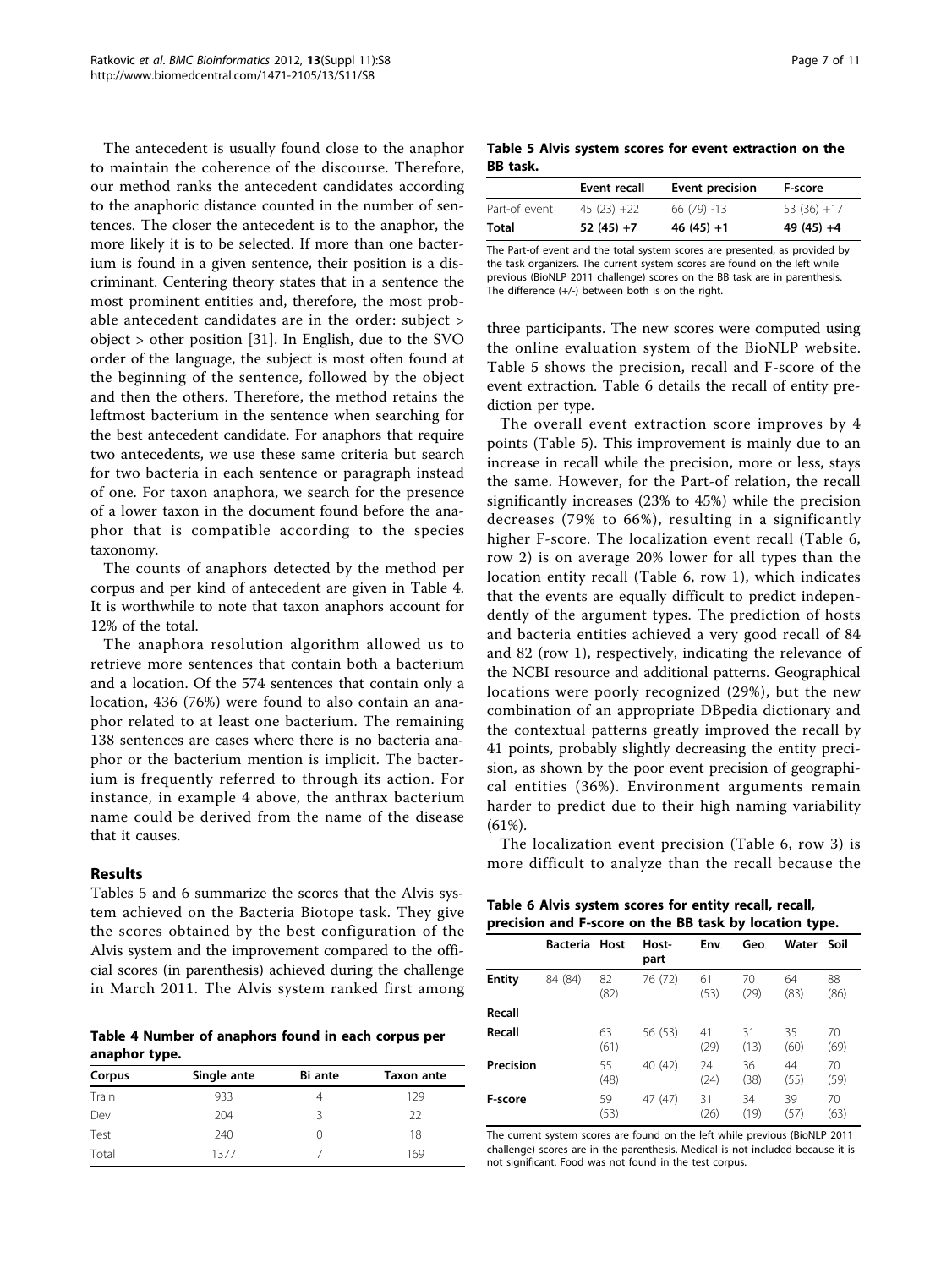The antecedent is usually found close to the anaphor to maintain the coherence of the discourse. Therefore, our method ranks the antecedent candidates according to the anaphoric distance counted in the number of sentences. The closer the antecedent is to the anaphor, the more likely it is to be selected. If more than one bacterium is found in a given sentence, their position is a discriminant. Centering theory states that in a sentence the most prominent entities and, therefore, the most probable antecedent candidates are in the order: subject > object > other position [31]. In English, due to the SVO order of the language, the subject is most often found at the beginning of the sentence, followed by the object and then the others. Therefore, the method retains the leftmost bacterium in the sentence when searching for the best antecedent candidate. For anaphors that require two antecedents, we use these same criteria but search for two bacteria in each sentence or paragraph instead of one. For taxon anaphora, we search for the presence of a lower taxon in the document found before the anaphor that is compatible according to the species taxonomy.

The counts of anaphors detected by the method per corpus and per kind of antecedent are given in Table 4. It is worthwhile to note that taxon anaphors account for 12% of the total.

The anaphora resolution algorithm allowed us to retrieve more sentences that contain both a bacterium and a location. Of the 574 sentences that contain only a location, 436 (76%) were found to also contain an anaphor related to at least one bacterium. The remaining 138 sentences are cases where there is no bacteria anaphor or the bacterium mention is implicit. The bacterium is frequently referred to through its action. For instance, in example 4 above, the anthrax bacterium name could be derived from the name of the disease that it causes.

## Results

Tables 5 and 6 summarize the scores that the Alvis system achieved on the Bacteria Biotope task. They give the scores obtained by the best configuration of the Alvis system and the improvement compared to the official scores (in parenthesis) achieved during the challenge in March 2011. The Alvis system ranked first among three participants. The new scores were computed using the online evaluation system of the BioNLP website. Table 5 shows the precision, recall and F-score of the event extraction. Table 6 details the recall of entity prediction per type.

**Table 4 Number of anaphors found in each corpus per anaphor type.**

| Corpus | Single ante | Bi ante | Taxon ante |
|---|---|---|---|
| Train | 933 | 4 | 129 |
| Dev | 204 | 3 | 22 |
| Test | 240 | 0 | 18 |
| Total | 1377 | 7 | 169 |

**Table 5 Alvis system scores for event extraction on the BB task.**

| | Event recall | Event precision | F-score |
|---|---|---|---|
| Part-of event | 45 (23) +22 | 66 (79) -13 | 53 (36) +17 |
| **Total** | **52 (45) +7** | **46 (45) +1** | **49 (45) +4** |

The Part-of event and the total system scores are presented, as provided by the task organizers. The current system scores are found on the left while previous (BioNLP 2011 challenge) scores on the BB task are in parenthesis. The difference (+/-) between both is on the right.

The overall event extraction score improves by 4 points (Table 5). This improvement is mainly due to an increase in recall while the precision, more or less, stays the same. However, for the Part-of relation, the recall significantly increases (23% to 45%) while the precision decreases (79% to 66%), resulting in a significantly higher F-score. The localization event recall (Table 6, row 2) is on average 20% lower for all types than the location entity recall (Table 6, row 1), which indicates that the events are equally difficult to predict independently of the argument types. The prediction of hosts and bacteria entities achieved a very good recall of 84 and 82 (row 1), respectively, indicating the relevance of the NCBI resource and additional patterns. Geographical locations were poorly recognized (29%), but the new combination of an appropriate DBpedia dictionary and the contextual patterns greatly improved the recall by 41 points, probably slightly decreasing the entity precision, as shown by the poor event precision of geographical entities (36%). Environment arguments remain harder to predict due to their high naming variability (61%).

The localization event precision (Table 6, row 3) is more difficult to analyze than the recall because the

**Table 6 Alvis system scores for entity recall, recall, precision and F-score on the BB task by location type.**

| | Bacteria | Host | Host-part | Env. | Geo. | Water | Soil |
|---|---|---|---|---|---|---|---|
| **Entity Recall** | 84 (84) | 82 (82) | 76 (72) | 61 (53) | 70 (29) | 64 (83) | 88 (86) |
| **Recall** | | 63 (61) | 56 (53) | 41 (29) | 31 (13) | 35 (60) | 70 (69) |
| **Precision** | | 55 (48) | 40 (42) | 24 (24) | 36 (38) | 44 (55) | 70 (59) |
| **F-score** | | 59 (53) | 47 (47) | 31 (26) | 34 (19) | 39 (57) | 70 (63) |

The current system scores are found on the left while previous (BioNLP 2011 challenge) scores are in the parenthesis. Medical is not included because it is not significant. Food was not found in the test corpus.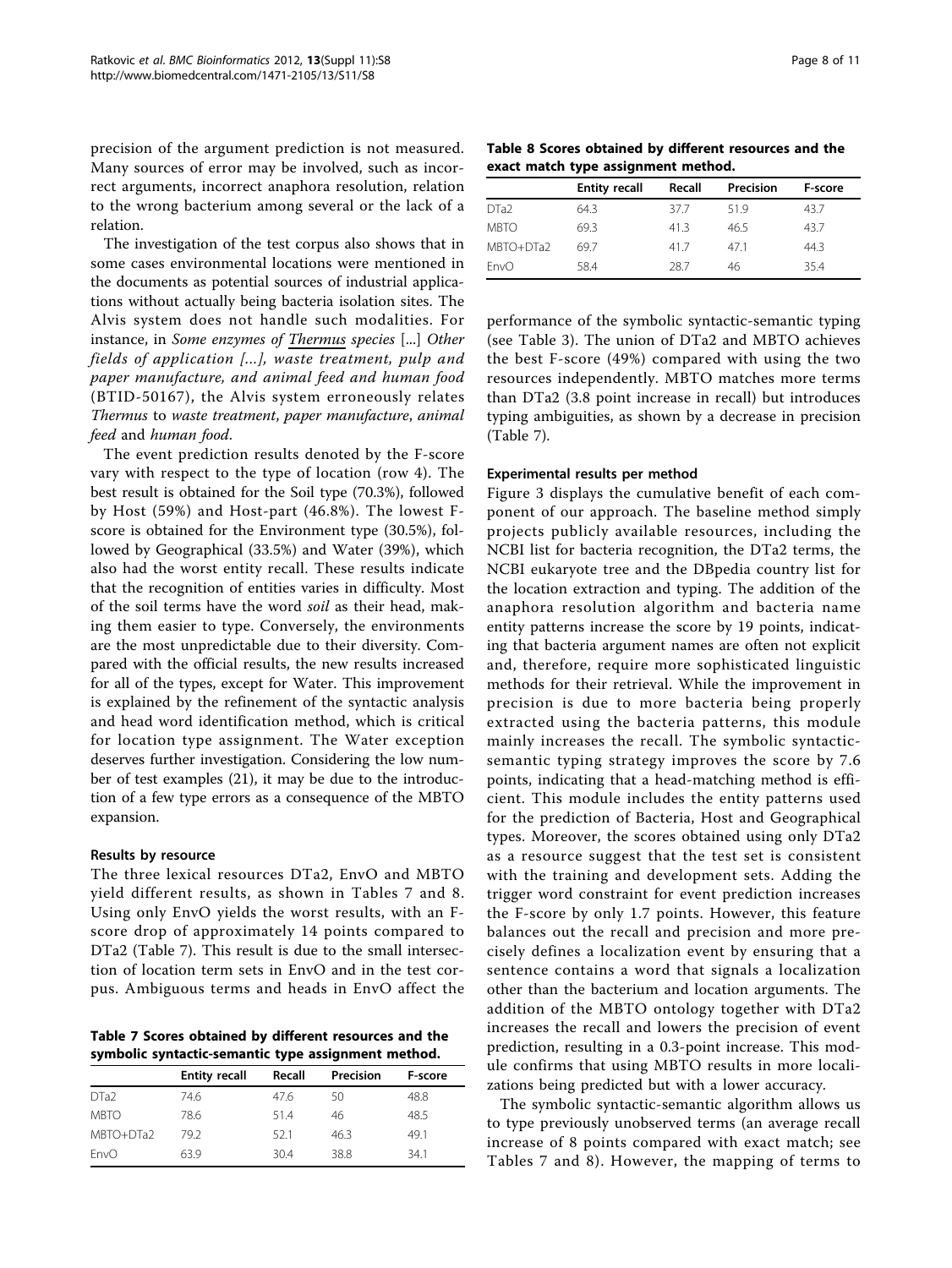precision of the argument prediction is not measured. Many sources of error may be involved, such as incorrect arguments, incorrect anaphora resolution, relation to the wrong bacterium among several or the lack of a relation.

The investigation of the test corpus also shows that in some cases environmental locations were mentioned in the documents as potential sources of industrial applications without actually being bacteria isolation sites. The Alvis system does not handle such modalities. For instance, in *Some enzymes of Thermus species* [...] *Other fields of application* [...], *waste treatment, pulp and paper manufacture, and animal feed and human food* (BTID-50167), the Alvis system erroneously relates *Thermus* to *waste treatment*, *paper manufacture*, *animal feed* and *human food*.

The event prediction results denoted by the F-score vary with respect to the type of location (row 4). The best result is obtained for the Soil type (70.3%), followed by Host (59%) and Host-part (46.8%). The lowest F-score is obtained for the Environment type (30.5%), followed by Geographical (33.5%) and Water (39%), which also had the worst entity recall. These results indicate that the recognition of entities varies in difficulty. Most of the soil terms have the word *soil* as their head, making them easier to type. Conversely, the environments are the most unpredictable due to their diversity. Compared with the official results, the new results increased for all of the types, except for Water. This improvement is explained by the refinement of the syntactic analysis and head word identification method, which is critical for location type assignment. The Water exception deserves further investigation. Considering the low number of test examples (21), it may be due to the introduction of a few type errors as a consequence of the MBTO expansion.

#### Results by resource

The three lexical resources DTa2, EnvO and MBTO yield different results, as shown in Tables 7 and 8. Using only EnvO yields the worst results, with an F-score drop of approximately 14 points compared to DTa2 (Table 7). This result is due to the small intersection of location term sets in EnvO and in the test corpus. Ambiguous terms and heads in EnvO affect the performance of the symbolic syntactic-semantic typing (see Table 3). The union of DTa2 and MBTO achieves the best F-score (49%) compared with using the two resources independently. MBTO matches more terms than DTa2 (3.8 point increase in recall) but introduces typing ambiguities, as shown by a decrease in precision (Table 7).

**Table 7 Scores obtained by different resources and the symbolic syntactic-semantic type assignment method.**

| | Entity recall | Recall | Precision | F-score |
|---|---|---|---|---|
| DTa2 | 74.6 | 47.6 | 50 | 48.8 |
| MBTO | 78.6 | 51.4 | 46 | 48.5 |
| MBTO+DTa2 | 79.2 | 52.1 | 46.3 | 49.1 |
| EnvO | 63.9 | 30.4 | 38.8 | 34.1 |

**Table 8 Scores obtained by different resources and the exact match type assignment method.**

| | Entity recall | Recall | Precision | F-score |
|---|---|---|---|---|
| DTa2 | 64.3 | 37.7 | 51.9 | 43.7 |
| MBTO | 69.3 | 41.3 | 46.5 | 43.7 |
| MBTO+DTa2 | 69.7 | 41.7 | 47.1 | 44.3 |
| EnvO | 58.4 | 28.7 | 46 | 35.4 |

#### Experimental results per method

Figure 3 displays the cumulative benefit of each component of our approach. The baseline method simply projects publicly available resources, including the NCBI list for bacteria recognition, the DTa2 terms, the NCBI eukaryote tree and the DBpedia country list for the location extraction and typing. The addition of the anaphora resolution algorithm and bacteria name entity patterns increase the score by 19 points, indicating that bacteria argument names are often not explicit and, therefore, require more sophisticated linguistic methods for their retrieval. While the improvement in precision is due to more bacteria being properly extracted using the bacteria patterns, this module mainly increases the recall. The symbolic syntactic-semantic typing strategy improves the score by 7.6 points, indicating that a head-matching method is efficient. This module includes the entity patterns used for the prediction of Bacteria, Host and Geographical types. Moreover, the scores obtained using only DTa2 as a resource suggest that the test set is consistent with the training and development sets. Adding the trigger word constraint for event prediction increases the F-score by only 1.7 points. However, this feature balances out the recall and precision and more precisely defines a localization event by ensuring that a sentence contains a word that signals a localization other than the bacterium and location arguments. The addition of the MBTO ontology together with DTa2 increases the recall and lowers the precision of event prediction, resulting in a 0.3-point increase. This module confirms that using MBTO results in more localizations being predicted but with a lower accuracy.

The symbolic syntactic-semantic algorithm allows us to type previously unobserved terms (an average recall increase of 8 points compared with exact match; see Tables 7 and 8). However, the mapping of terms to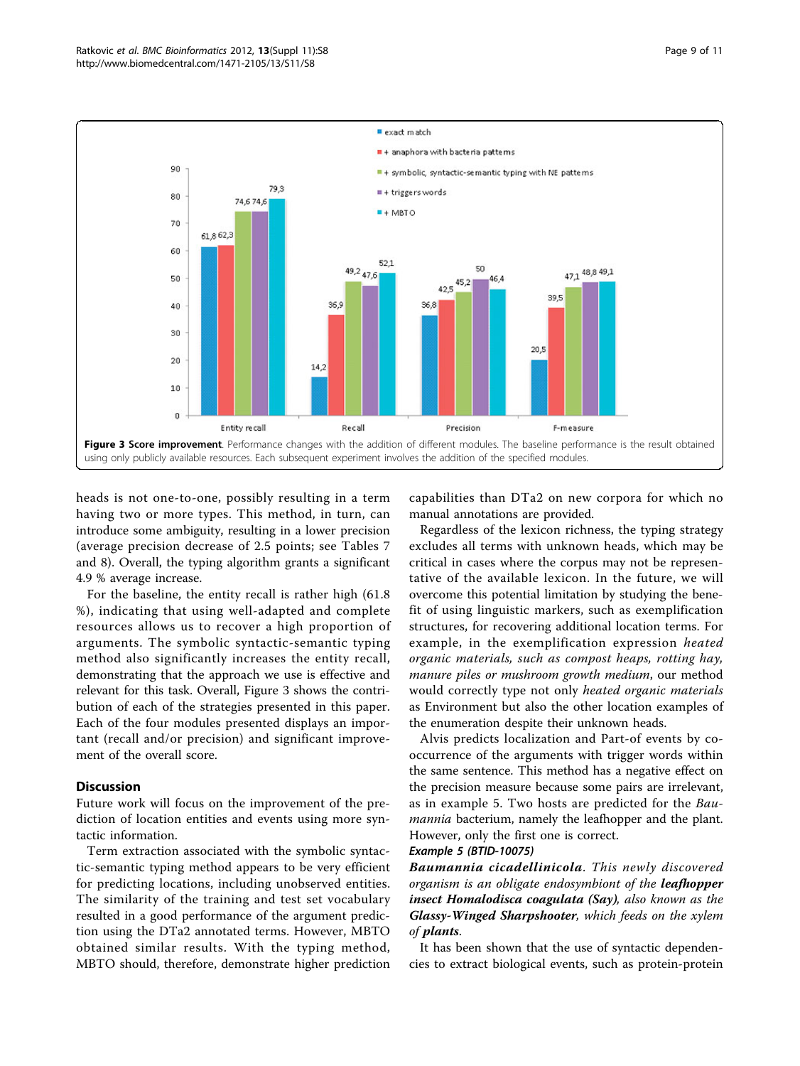exact match
+ anaphora with bacteria patterns
+ symbolic, syntactic-semantic typing with NE patterns
+ triggers words
+ MBTO

90
80
70
60
50
40
30
20
10
0

61,8 62,3 74,6 74,6 79,3
14,2 36,9 49,2 47,6 52,1
36,8 42,5 45,2 50 46,4
20,5 39,5 47,1 48,8 49,1

Entity recall
Recall
Precision
F-measure

**Figure 3 Score improvement**. Performance changes with the addition of different modules. The baseline performance is the result obtained using only publicly available resources. Each subsequent experiment involves the addition of the specified modules.

heads is not one-to-one, possibly resulting in a term having two or more types. This method, in turn, can introduce some ambiguity, resulting in a lower precision (average precision decrease of 2.5 points; see Tables 7 and 8). Overall, the typing algorithm grants a significant 4.9 % average increase.

For the baseline, the entity recall is rather high (61.8 %), indicating that using well-adapted and complete resources allows us to recover a high proportion of arguments. The symbolic syntactic-semantic typing method also significantly increases the entity recall, demonstrating that the approach we use is effective and relevant for this task. Overall, Figure 3 shows the contribution of each of the strategies presented in this paper. Each of the four modules presented displays an important (recall and/or precision) and significant improvement of the overall score.

## Discussion

Future work will focus on the improvement of the prediction of location entities and events using more syntactic information.

Term extraction associated with the symbolic syntactic-semantic typing method appears to be very efficient for predicting locations, including unobserved entities. The similarity of the training and test set vocabulary resulted in a good performance of the argument prediction using the DTa2 annotated terms. However, MBTO obtained similar results. With the typing method, MBTO should, therefore, demonstrate higher prediction capabilities than DTa2 on new corpora for which no manual annotations are provided.

Regardless of the lexicon richness, the typing strategy excludes all terms with unknown heads, which may be critical in cases where the corpus may not be representative of the available lexicon. In the future, we will overcome this potential limitation by studying the benefit of using linguistic markers, such as exemplification structures, for recovering additional location terms. For example, in the exemplification expression *heated organic materials, such as compost heaps, rotting hay, manure piles or mushroom growth medium*, our method would correctly type not only *heated organic materials* as Environment but also the other location examples of the enumeration despite their unknown heads.

Alvis predicts localization and Part-of events by co-occurrence of the arguments with trigger words within the same sentence. This method has a negative effect on the precision measure because some pairs are irrelevant, as in example 5. Two hosts are predicted for the *Baumannia* bacterium, namely the leafhopper and the plant. However, only the first one is correct.

***Example 5 (BTID-10075)***

***Baumannia cicadellinicola****. This newly discovered organism is an obligate endosymbiont of the* ***leafhopper insect Homalodisca coagulata (Say)****, also known as the* ***Glassy-Winged Sharpshooter****, which feeds on the xylem of* ***plants****.*

It has been shown that the use of syntactic dependencies to extract biological events, such as protein-protein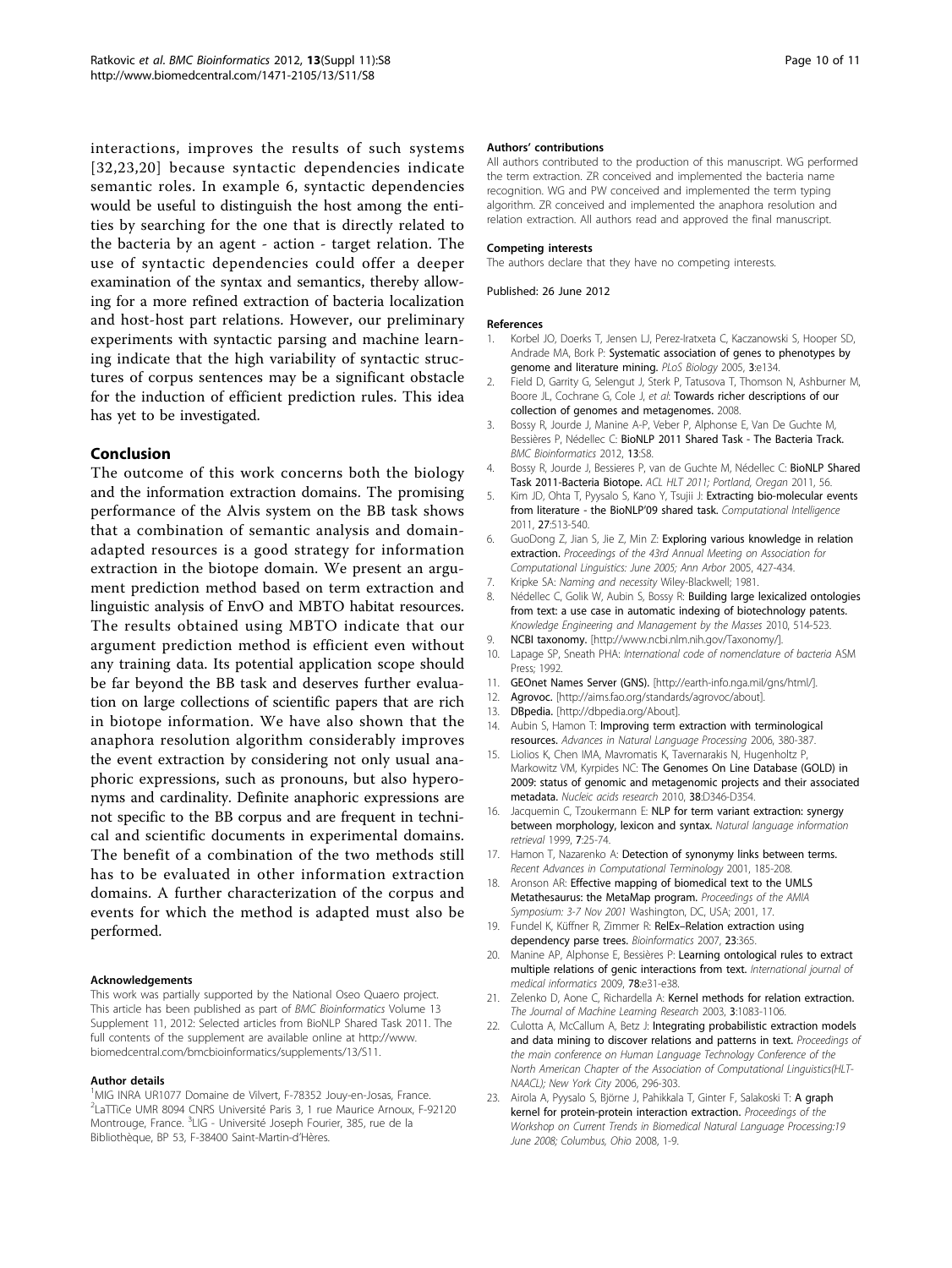interactions, improves the results of such systems [32,23,20] because syntactic dependencies indicate semantic roles. In example 6, syntactic dependencies would be useful to distinguish the host among the entities by searching for the one that is directly related to the bacteria by an agent - action - target relation. The use of syntactic dependencies could offer a deeper examination of the syntax and semantics, thereby allowing for a more refined extraction of bacteria localization and host-host part relations. However, our preliminary experiments with syntactic parsing and machine learning indicate that the high variability of syntactic structures of corpus sentences may be a significant obstacle for the induction of efficient prediction rules. This idea has yet to be investigated.

## Conclusion

The outcome of this work concerns both the biology and the information extraction domains. The promising performance of the Alvis system on the BB task shows that a combination of semantic analysis and domain-adapted resources is a good strategy for information extraction in the biotope domain. We present an argument prediction method based on term extraction and linguistic analysis of EnvO and MBTO habitat resources. The results obtained using MBTO indicate that our argument prediction method is efficient even without any training data. Its potential application scope should be far beyond the BB task and deserves further evaluation on large collections of scientific papers that are rich in biotope information. We have also shown that the anaphora resolution algorithm considerably improves the event extraction by considering not only usual anaphoric expressions, such as pronouns, but also hyperonyms and cardinality. Definite anaphoric expressions are not specific to the BB corpus and are frequent in technical and scientific documents in experimental domains. The benefit of a combination of the two methods still has to be evaluated in other information extraction domains. A further characterization of the corpus and events for which the method is adapted must also be performed.

#### Acknowledgements

This work was partially supported by the National Oseo Quaero project. This article has been published as part of *BMC Bioinformatics* Volume 13 Supplement 11, 2012: Selected articles from BioNLP Shared Task 2011. The full contents of the supplement are available online at http://www.biomedcentral.com/bmcbioinformatics/supplements/13/S11.

#### Author details

[1]MIG INRA UR1077 Domaine de Vilvert, F-78352 Jouy-en-Josas, France. [2]LaTTiCe UMR 8094 CNRS Université Paris 3, 1 rue Maurice Arnoux, F-92120 Montrouge, France. [3]LIG - Université Joseph Fourier, 385, rue de la Bibliothèque, BP 53, F-38400 Saint-Martin-d'Hères.

#### Authors' contributions

All authors contributed to the production of this manuscript. WG performed the term extraction. ZR conceived and implemented the bacteria name recognition. WG and PW conceived and implemented the term typing algorithm. ZR conceived and implemented the anaphora resolution and relation extraction. All authors read and approved the final manuscript.

#### Competing interests

The authors declare that they have no competing interests.

Published: 26 June 2012

#### References

1. Korbel JO, Doerks T, Jensen LJ, Perez-Iratxeta C, Kaczanowski S, Hooper SD, Andrade MA, Bork P: **Systematic association of genes to phenotypes by genome and literature mining.** *PLoS Biology* 2005, **3**:e134.
2. Field D, Garrity G, Selengut J, Sterk P, Tatusova T, Thomson N, Ashburner M, Boore JL, Cochrane G, Cole J, *et al*: **Towards richer descriptions of our collection of genomes and metagenomes.** 2008.
3. Bossy R, Jourde J, Manine A-P, Veber P, Alphonse E, Van De Guchte M, Bessières P, Nédellec C: **BioNLP 2011 Shared Task - The Bacteria Track.** *BMC Bioinformatics* 2012, **13**:S8.
4. Bossy R, Jourde J, Bessieres P, van de Guchte M, Nédellec C: **BioNLP Shared Task 2011-Bacteria Biotope.** *ACL HLT 2011; Portland, Oregan* 2011, 56.
5. Kim JD, Ohta T, Pyysalo S, Kano Y, Tsujii J: **Extracting bio-molecular events from literature - the BioNLP'09 shared task.** *Computational Intelligence* 2011, **27**:513-540.
6. GuoDong Z, Jian S, Jie Z, Min Z: **Exploring various knowledge in relation extraction.** *Proceedings of the 43rd Annual Meeting on Association for Computational Linguistics: June 2005; Ann Arbor* 2005, 427-434.
7. Kripke SA: *Naming and necessity* Wiley-Blackwell; 1981.
8. Nédellec C, Golik W, Aubin S, Bossy R: **Building large lexicalized ontologies from text: a use case in automatic indexing of biotechnology patents.** *Knowledge Engineering and Management by the Masses* 2010, 514-523.
9. **NCBI taxonomy.** [http://www.ncbi.nlm.nih.gov/Taxonomy/].
10. Lapage SP, Sneath PHA: *International code of nomenclature of bacteria* ASM Press; 1992.
11. **GEOnet Names Server (GNS).** [http://earth-info.nga.mil/gns/html/].
12. **Agrovoc.** [http://aims.fao.org/standards/agrovoc/about].
13. **DBpedia.** [http://dbpedia.org/About].
14. Aubin S, Hamon T: **Improving term extraction with terminological resources.** *Advances in Natural Language Processing* 2006, 380-387.
15. Liolios K, Chen IMA, Mavromatis K, Tavernarakis N, Hugenholtz P, Markowitz VM, Kyrpides NC: **The Genomes On Line Database (GOLD) in 2009: status of genomic and metagenomic projects and their associated metadata.** *Nucleic acids research* 2010, **38**:D346-D354.
16. Jacquemin C, Tzoukermann E: **NLP for term variant extraction: synergy between morphology, lexicon and syntax.** *Natural language information retrieval* 1999, **7**:25-74.
17. Hamon T, Nazarenko A: **Detection of synonymy links between terms.** *Recent Advances in Computational Terminology* 2001, 185-208.
18. Aronson AR: **Effective mapping of biomedical text to the UMLS Metathesaurus: the MetaMap program.** *Proceedings of the AMIA Symposium: 3-7 Nov 2001 Washington, DC, USA*; 2001, 17.
19. Fundel K, Küffner R, Zimmer R: **RelEx–Relation extraction using dependency parse trees.** *Bioinformatics* 2007, **23**:365.
20. Manine AP, Alphonse E, Bessières P: **Learning ontological rules to extract multiple relations of genic interactions from text.** *International journal of medical informatics* 2009, **78**:e31-e38.
21. Zelenko D, Aone C, Richardella A: **Kernel methods for relation extraction.** *The Journal of Machine Learning Research* 2003, **3**:1083-1106.
22. Culotta A, McCallum A, Betz J: **Integrating probabilistic extraction models and data mining to discover relations and patterns in text.** *Proceedings of the main conference on Human Language Technology Conference of the North American Chapter of the Association of Computational Linguistics(HLT-NAACL); New York City* 2006, 296-303.
23. Airola A, Pyysalo S, Björne J, Pahikkala T, Ginter F, Salakoski T: **A graph kernel for protein-protein interaction extraction.** *Proceedings of the Workshop on Current Trends in Biomedical Natural Language Processing:19 June 2008; Columbus, Ohio* 2008, 1-9.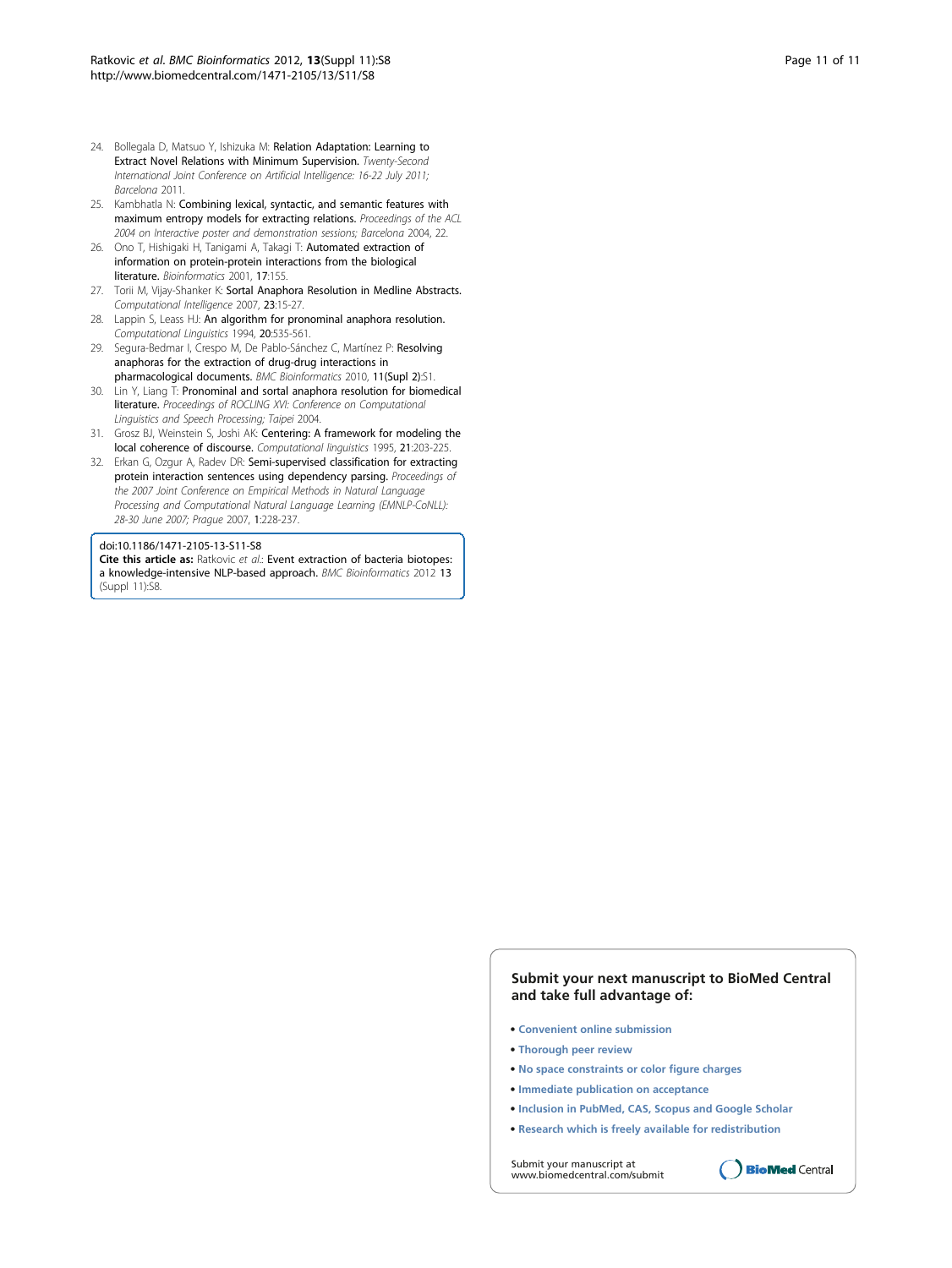24. Bollegala D, Matsuo Y, Ishizuka M: **Relation Adaptation: Learning to Extract Novel Relations with Minimum Supervision.** *Twenty-Second International Joint Conference on Artificial Intelligence: 16-22 July 2011; Barcelona* 2011.
25. Kambhatla N: **Combining lexical, syntactic, and semantic features with maximum entropy models for extracting relations.** *Proceedings of the ACL 2004 on Interactive poster and demonstration sessions; Barcelona* 2004, 22.
26. Ono T, Hishigaki H, Tanigami A, Takagi T: **Automated extraction of information on protein-protein interactions from the biological literature.** *Bioinformatics* 2001, **17**:155.
27. Torii M, Vijay-Shanker K: **Sortal Anaphora Resolution in Medline Abstracts.** *Computational Intelligence* 2007, **23**:15-27.
28. Lappin S, Leass HJ: **An algorithm for pronominal anaphora resolution.** *Computational Linguistics* 1994, **20**:535-561.
29. Segura-Bedmar I, Crespo M, De Pablo-Sánchez C, Martínez P: **Resolving anaphoras for the extraction of drug-drug interactions in pharmacological documents.** *BMC Bioinformatics* 2010, **11(Supl 2)**:S1.
30. Lin Y, Liang T: **Pronominal and sortal anaphora resolution for biomedical literature.** *Proceedings of ROCLING XVI: Conference on Computational Linguistics and Speech Processing; Taipei* 2004.
31. Grosz BJ, Weinstein S, Joshi AK: **Centering: A framework for modeling the local coherence of discourse.** *Computational linguistics* 1995, **21**:203-225.
32. Erkan G, Ozgur A, Radev DR: **Semi-supervised classification for extracting protein interaction sentences using dependency parsing.** *Proceedings of the 2007 Joint Conference on Empirical Methods in Natural Language Processing and Computational Natural Language Learning (EMNLP-CoNLL): 28-30 June 2007; Prague* 2007, **1**:228-237.

doi:10.1186/1471-2105-13-S11-S8
**Cite this article as:** Ratkovic *et al.*: **Event extraction of bacteria biotopes: a knowledge-intensive NLP-based approach.** *BMC Bioinformatics* 2012 **13** (Suppl 11):S8.